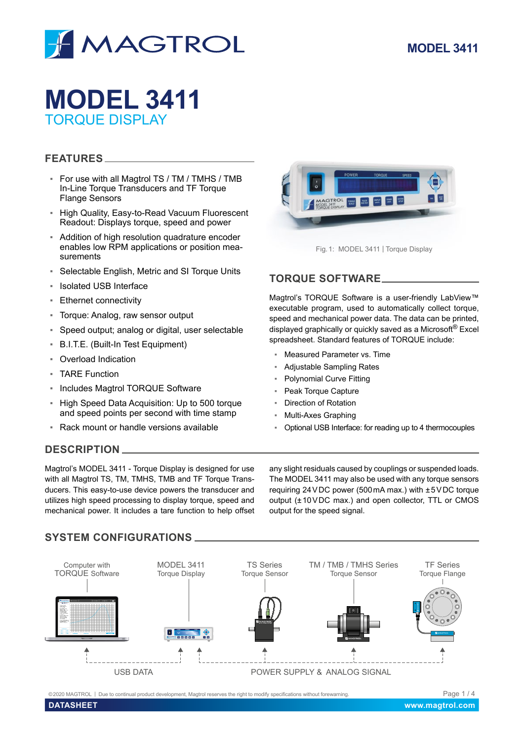# MODEL 3411

## TORQUE DISPLAY

## FEATURES

- For use with all Magtrol TS / TM / TMHS / TMB In-Line Torque Transducers and TF Torque Flange Sensors
- High Quality, Easy-to-Read Vacuum Fluorescent Readout: Displays torque, speed and power
- Addition of high resolution quadrature encoder enables low RPM applications or position measurements
- Selectable English, Metric and SI Torque Units
- Isolated USB Interface
- Ethernet connectivity
- Torque: Analog, raw sensor output
- Speed output; analog or digital, user selectable
- B.I.T.E. (Built-In Test Equipment)
- Overload Indication
- TARE Function
- Includes Magtrol TORQUE Software
- High Speed Data Acquisition: Up to 500 torque and speed points per second with time stamp
- Rack mount or handle versions available

Fig. 1: MODEL 3411 | Torque Display

## TORQUE SOFTWARE

Magtrol's TORQUE Software is a user-friendly LabView™ executable program, used to automatically collect torque, speed and mechanical power data. The data can be printed, displayed graphically or quickly saved as a Microsoft® Excel spreadsheet. Standard features of TORQUE include:

- Measured Parameter vs. Time
- Adjustable Sampling Rates
- Polynomial Curve Fitting
- Peak Torque Capture
- Direction of Rotation
- Multi-Axes Graphing
- Optional USB Interface: for reading up to 4 thermocouples

## DESCRIPTION

Magtrol's MODEL 3411 - Torque Display is designed for use with all Magtrol TS, TM, TMHS, TMB and TF Torque Transducers. This easy-to-use device powers the transducer and utilizes high speed processing to display torque, speed and mechanical power. It includes a tare function to help offset any slight residuals caused by couplings or suspended loads. The MODEL 3411 may also be used with any torque sensors requiring 24 V DC power (500 mA max.) with ±5 V DC torque output (±10 V DC max.) and open collector, TTL or CMOS output for the speed signal.

## SYSTEM CONFIGURATIONS

Computer with TORQUE Software | MODEL 3411 Torque Display | TS Series Torque Sensor | TM / TMB / TMHS Series Torque Sensor | TF Series Torque Flange

USB DATA | POWER SUPPLY & ANALOG SIGNAL

©2020 MAGTROL | Due to continual product development, Magtrol reserves the right to modify specifications without forewarning.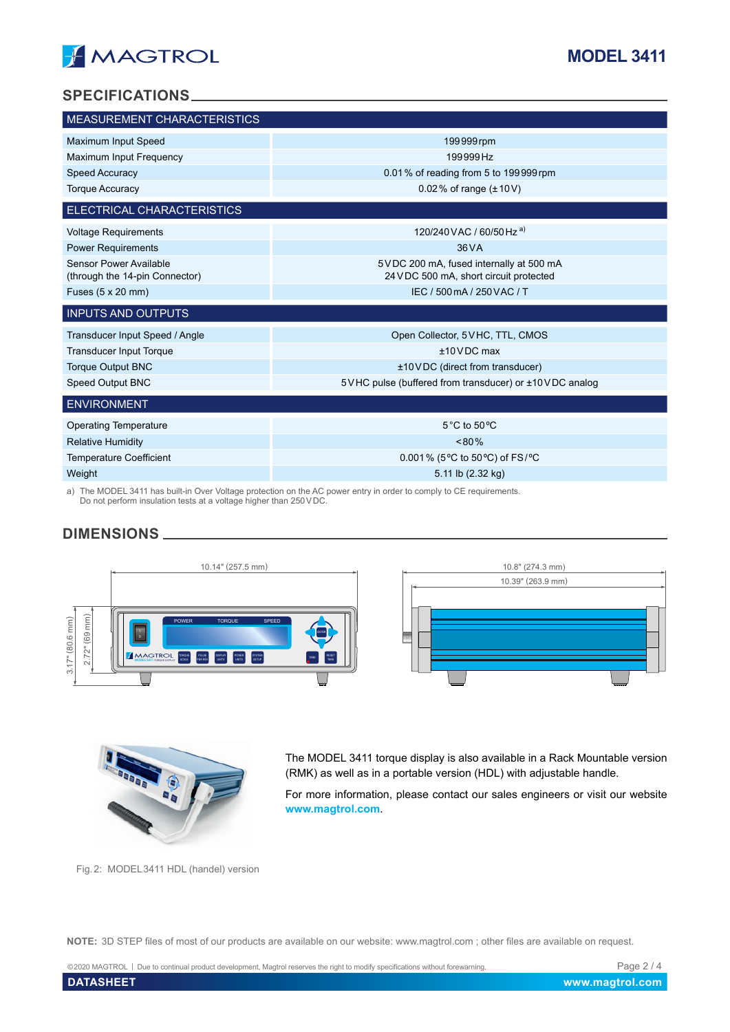## SPECIFICATIONS

| MEASUREMENT CHARACTERISTICS | |
|---|---|
| Maximum Input Speed | 199 999 rpm |
| Maximum Input Frequency | 199 999 Hz |
| Speed Accuracy | 0.01 % of reading from 5 to 199 999 rpm |
| Torque Accuracy | 0.02 % of range (± 10 V) |
| **ELECTRICAL CHARACTERISTICS** | |
| Voltage Requirements | 120/240 VAC / 60/50 Hz [a)] |
| Power Requirements | 36 VA |
| Sensor Power Available (through the 14-pin Connector) | 5 VDC 200 mA, fused internally at 500 mA<br>24 VDC 500 mA, short circuit protected |
| Fuses (5 x 20 mm) | IEC / 500 mA / 250 VAC / T |
| **INPUTS AND OUTPUTS** | |
| Transducer Input Speed / Angle | Open Collector, 5 VHC, TTL, CMOS |
| Transducer Input Torque | ±10 VDC max |
| Torque Output BNC | ±10 VDC (direct from transducer) |
| Speed Output BNC | 5 VHC pulse (buffered from transducer) or ±10 VDC analog |
| **ENVIRONMENT** | |
| Operating Temperature | 5 °C to 50 °C |
| Relative Humidity | < 80 % |
| Temperature Coefficient | 0.001 % (5 °C to 50 °C) of FS / °C |
| Weight | 5.11 lb (2.32 kg) |

a) The MODEL 3411 has built-in Over Voltage protection on the AC power entry in order to comply to CE requirements. Do not perform insulation tests at a voltage higher than 250 VDC.

## DIMENSIONS

10.14" (257.5 mm)

3.17" (80.6 mm)

2.72" (69 mm)

10.8" (274.3 mm)

10.39" (263.9 mm)

The MODEL 3411 torque display is also available in a Rack Mountable version (RMK) as well as in a portable version (HDL) with adjustable handle.

For more information, please contact our sales engineers or visit our website **www.magtrol.com**.

Fig. 2: MODEL 3411 HDL (handel) version

**NOTE:** 3D STEP files of most of our products are available on our website: www.magtrol.com ; other files are available on request.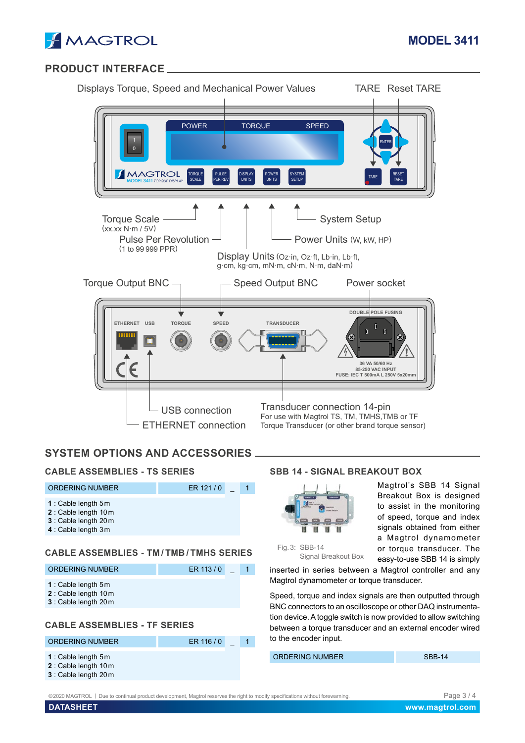## PRODUCT INTERFACE

Displays Torque, Speed and Mechanical Power Values

TARE Reset TARE

POWER TORQUE SPEED

ENTER

TORQUE SCALE | PULSE PER REV | DISPLAY UNITS | POWER UNITS | SYSTEM SETUP | TARE | RESET TARE

MAGTROL MODEL 3411 TORQUE DISPLAY

Torque Scale (xx.xx N·m / 5V)

Pulse Per Revolution (1 to 99 999 PPR)

Display Units (Oz·in, Oz·ft, Lb·in, Lb·ft, g·cm, kg·cm, mN·m, cN·m, N·m, daN·m)

Power Units (W, kW, HP)

System Setup

Torque Output BNC

Speed Output BNC

Power socket

ETHERNET USB TORQUE SPEED TRANSDUCER DOUBLE POLE FUSING

36 VA 50/60 Hz
85-250 VAC INPUT
FUSE: IEC T 500mA L 250V 5x20mm

USB connection

ETHERNET connection

Transducer connection 14-pin
For use with Magtrol TS, TM, TMHS,TMB or TF Torque Transducer (or other brand torque sensor)

## SYSTEM OPTIONS AND ACCESSORIES

### CABLE ASSEMBLIES - TS SERIES

| ORDERING NUMBER | ER 121 / 0 | _ | 1 |
|---|---|---|---|

**1** : Cable length 5 m
**2** : Cable length 10 m
**3** : Cable length 20 m
**4** : Cable length 3 m

### CABLE ASSEMBLIES - TM / TMB / TMHS SERIES

| ORDERING NUMBER | ER 113 / 0 | _ | 1 |
|---|---|---|---|

**1** : Cable length 5 m
**2** : Cable length 10 m
**3** : Cable length 20 m

### CABLE ASSEMBLIES - TF SERIES

| ORDERING NUMBER | ER 116 / 0 | _ | 1 |
|---|---|---|---|

**1** : Cable length 5 m
**2** : Cable length 10 m
**3** : Cable length 20 m

### SBB 14 - SIGNAL BREAKOUT BOX

Fig. 3: SBB-14 Signal Breakout Box

Magtrol's SBB 14 Signal Breakout Box is designed to assist in the monitoring of speed, torque and index signals obtained from either a Magtrol dynamometer or torque transducer. The easy-to-use SBB 14 is simply inserted in series between a Magtrol controller and any Magtrol dynamometer or torque transducer.

Speed, torque and index signals are then outputted through BNC connectors to an oscilloscope or other DAQ instrumentation device. A toggle switch is now provided to allow switching between a torque transducer and an external encoder wired to the encoder input.

| ORDERING NUMBER | SBB-14 |
|---|---|

©2020 MAGTROL | Due to continual product development, Magtrol reserves the right to modify specifications without forewarning.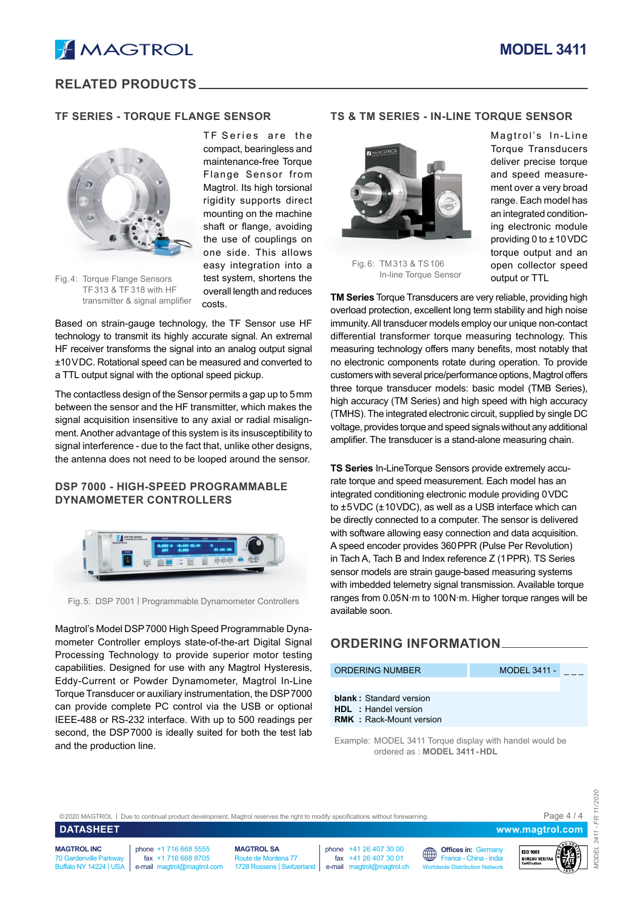## RELATED PRODUCTS

### TF SERIES - TORQUE FLANGE SENSOR

Fig. 4: Torque Flange Sensors TF 313 & TF 318 with HF transmitter & signal amplifier

TF Series are the compact, bearingless and maintenance-free Torque Flange Sensor from Magtrol. Its high torsional rigidity supports direct mounting on the machine shaft or flange, avoiding the use of couplings on one side. This allows easy integration into a test system, shortens the overall length and reduces costs.

Based on strain-gauge technology, the TF Sensor use HF technology to transmit its highly accurate signal. An extrernal HF receiver transforms the signal into an analog output signal ±10 VDC. Rotational speed can be measured and converted to a TTL output signal with the optional speed pickup.

The contactless design of the Sensor permits a gap up to 5 mm between the sensor and the HF transmitter, which makes the signal acquisition insensitive to any axial or radial misalignment. Another advantage of this system is its insusceptibility to signal interference - due to the fact that, unlike other designs, the antenna does not need to be looped around the sensor.

### DSP 7000 - HIGH-SPEED PROGRAMMABLE DYNAMOMETER CONTROLLERS

Fig. 5: DSP 7001 | Programmable Dynamometer Controllers

Magtrol's Model DSP 7000 High Speed Programmable Dynamometer Controller employs state-of-the-art Digital Signal Processing Technology to provide superior motor testing capabilities. Designed for use with any Magtrol Hysteresis, Eddy-Current or Powder Dynamometer, Magtrol In-Line Torque Transducer or auxiliary instrumentation, the DSP 7000 can provide complete PC control via the USB or optional IEEE-488 or RS-232 interface. With up to 500 readings per second, the DSP 7000 is ideally suited for both the test lab and the production line.

### TS & TM SERIES - IN-LINE TORQUE SENSOR

Fig. 6: TM 313 & TS 106 In-line Torque Sensor

Magtrol's In-Line Torque Transducers deliver precise torque and speed measurement over a very broad range. Each model has an integrated conditioning electronic module providing 0 to ±10 VDC torque output and an open collector speed output or TTL

**TM Series** Torque Transducers are very reliable, providing high overload protection, excellent long term stability and high noise immunity. All transducer models employ our unique non-contact differential transformer torque measuring technology. This measuring technology offers many benefits, most notably that no electronic components rotate during operation. To provide customers with several price/performance options, Magtrol offers three torque transducer models: basic model (TMB Series), high accuracy (TM Series) and high speed with high accuracy (TMHS). The integrated electronic circuit, supplied by single DC voltage, provides torque and speed signals without any additional amplifier. The transducer is a stand-alone measuring chain.

**TS Series** In-Line Torque Sensors provide extremely accurate torque and speed measurement. Each model has an integrated conditioning electronic module providing 0 VDC to ±5 VDC (±10 VDC), as well as a USB interface which can be directly connected to a computer. The sensor is delivered with software allowing easy connection and data acquisition. A speed encoder provides 360 PPR (Pulse Per Revolution) in Tach A, Tach B and Index reference Z (1 PPR). TS Series sensor models are strain gauge-based measuring systems with imbedded telemetry signal transmission. Available torque ranges from 0.05 N·m to 100 N·m. Higher torque ranges will be available soon.

## ORDERING INFORMATION

| ORDERING NUMBER | MODEL 3411 - _ _ _ |
|---|---|

**blank :** Standard version
**HDL :** Handel version
**RMK :** Rack-Mount version

Example: MODEL 3411 Torque display with handel would be ordered as : **MODEL 3411 - HDL**